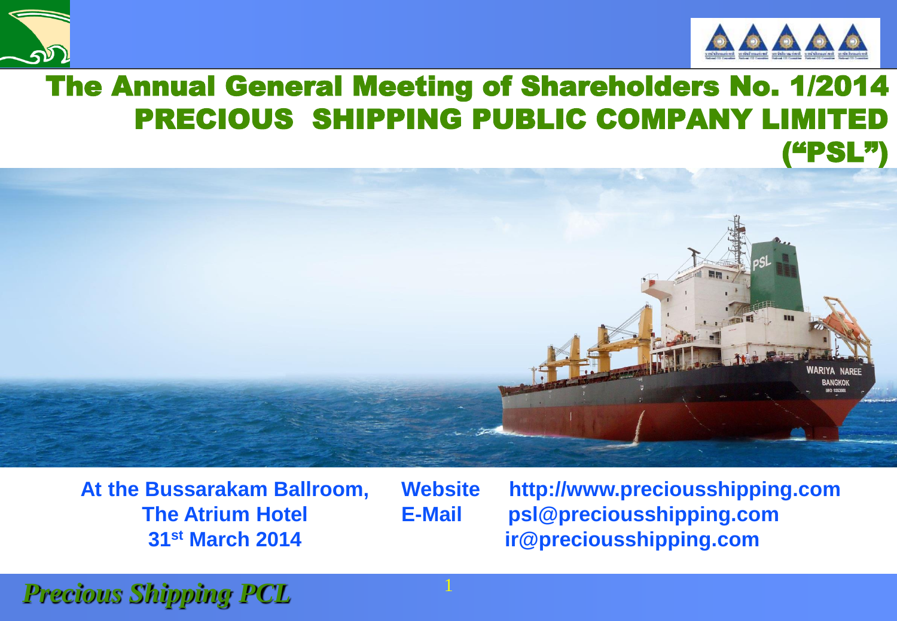# The Annual General Meeting of Shareholders No. 1/2014
# PRECIOUS SHIPPING PUBLIC COMPANY LIMITED ("PSL")

At the Bussarakam Ballroom,
The Atrium Hotel
31st March 2014

Website http://www.preciousshipping.com
E-Mail psl@preciousshipping.com
ir@preciousshipping.com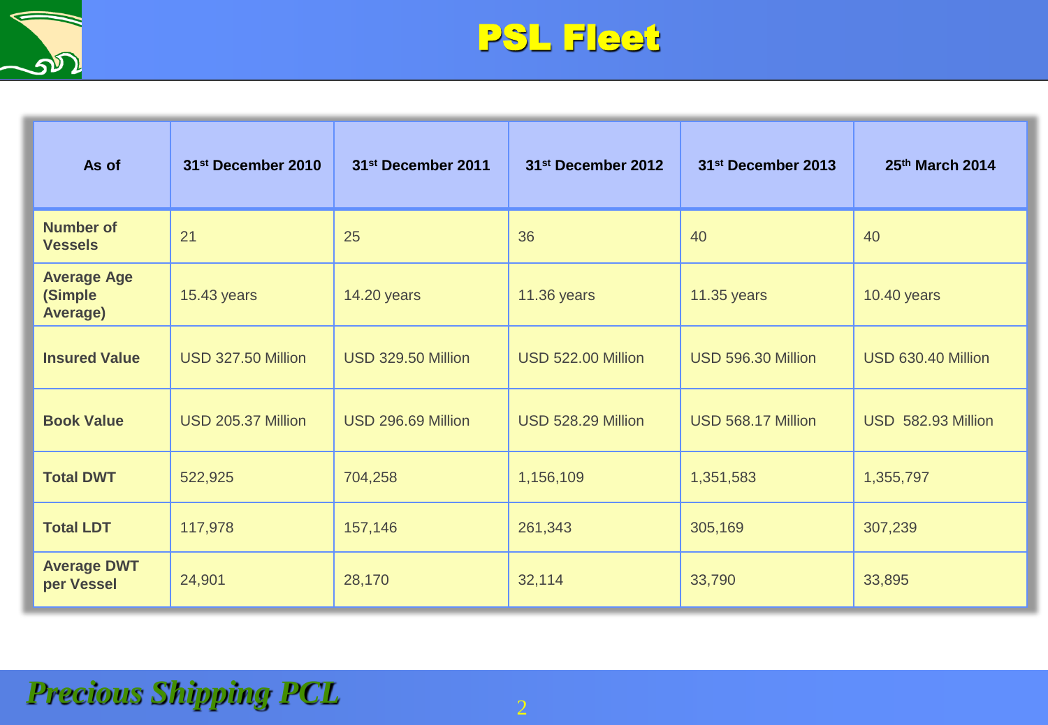# PSL Fleet

| As of | 31st December 2010 | 31st December 2011 | 31st December 2012 | 31st December 2013 | 25th March 2014 |
|---|---|---|---|---|---|
| **Number of Vessels** | 21 | 25 | 36 | 40 | 40 |
| **Average Age (Simple Average)** | 15.43 years | 14.20 years | 11.36 years | 11.35 years | 10.40 years |
| **Insured Value** | USD 327.50 Million | USD 329.50 Million | USD 522.00 Million | USD 596.30 Million | USD 630.40 Million |
| **Book Value** | USD 205.37 Million | USD 296.69 Million | USD 528.29 Million | USD 568.17 Million | USD 582.93 Million |
| **Total DWT** | 522,925 | 704,258 | 1,156,109 | 1,351,583 | 1,355,797 |
| **Total LDT** | 117,978 | 157,146 | 261,343 | 305,169 | 307,239 |
| **Average DWT per Vessel** | 24,901 | 28,170 | 32,114 | 33,790 | 33,895 |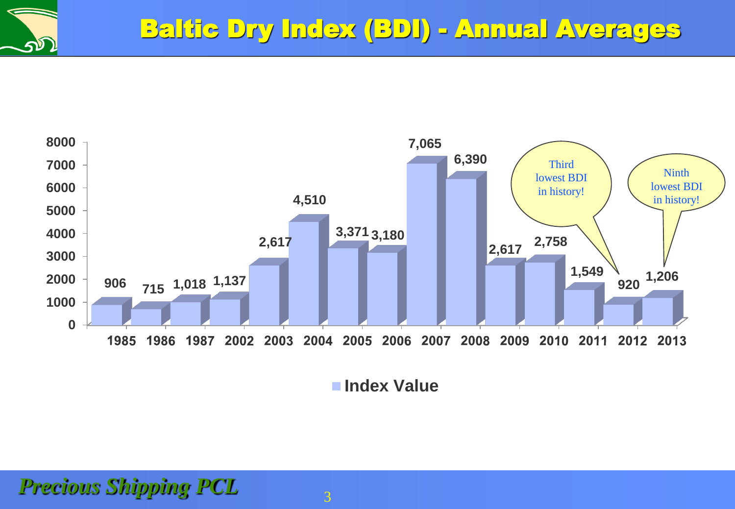# Baltic Dry Index (BDI) - Annual Averages

| Year | Index Value |
|---|---|
| 1985 | 906 |
| 1986 | 715 |
| 1987 | 1,018 |
| 2002 | 1,137 |
| 2003 | 2,617 |
| 2004 | 4,510 |
| 2005 | 3,371 |
| 2006 | 3,180 |
| 2007 | 7,065 |
| 2008 | 6,390 |
| 2009 | 2,617 |
| 2010 | 2,758 |
| 2011 | 1,549 |
| 2012 | 920 |
| 2013 | 1,206 |

2012: Third lowest BDI in history!

2013: Ninth lowest BDI in history!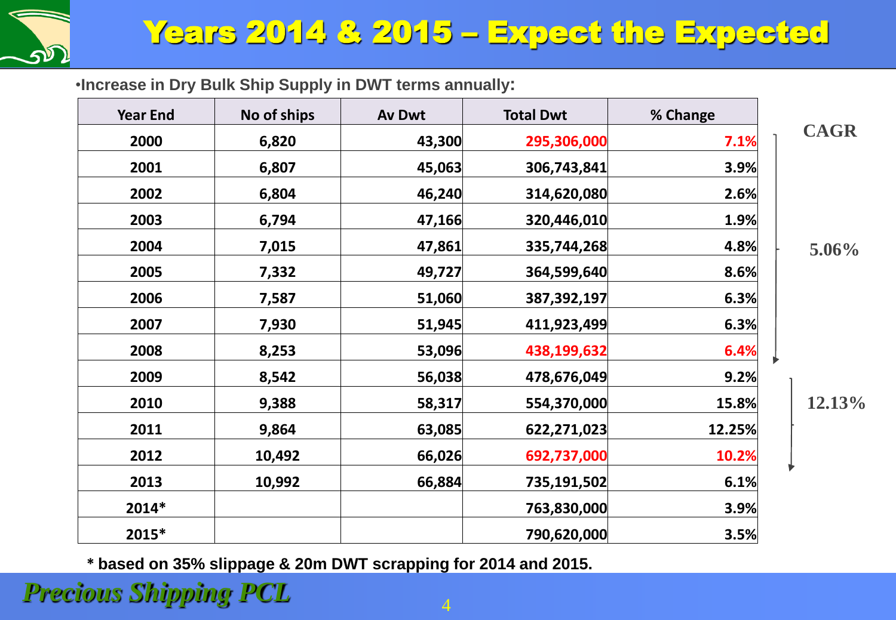# Years 2014 & 2015 – Expect the Expected

- Increase in Dry Bulk Ship Supply in DWT terms annually:

| Year End | No of ships | Av Dwt | Total Dwt | % Change | CAGR |
|---|---|---|---|---|---|
| 2000 | 6,820 | 43,300 | 295,306,000 | 7.1% | |
| 2001 | 6,807 | 45,063 | 306,743,841 | 3.9% | |
| 2002 | 6,804 | 46,240 | 314,620,080 | 2.6% | |
| 2003 | 6,794 | 47,166 | 320,446,010 | 1.9% | |
| 2004 | 7,015 | 47,861 | 335,744,268 | 4.8% | 5.06% (2000–2008) |
| 2005 | 7,332 | 49,727 | 364,599,640 | 8.6% | |
| 2006 | 7,587 | 51,060 | 387,392,197 | 6.3% | |
| 2007 | 7,930 | 51,945 | 411,923,499 | 6.3% | |
| 2008 | 8,253 | 53,096 | 438,199,632 | 6.4% | |
| 2009 | 8,542 | 56,038 | 478,676,049 | 9.2% | |
| 2010 | 9,388 | 58,317 | 554,370,000 | 15.8% | 12.13% (2009–2012) |
| 2011 | 9,864 | 63,085 | 622,271,023 | 12.25% | |
| 2012 | 10,492 | 66,026 | 692,737,000 | 10.2% | |
| 2013 | 10,992 | 66,884 | 735,191,502 | 6.1% | |
| 2014* | | | 763,830,000 | 3.9% | |
| 2015* | | | 790,620,000 | 3.5% | |

**\* based on 35% slippage & 20m DWT scrapping for 2014 and 2015.**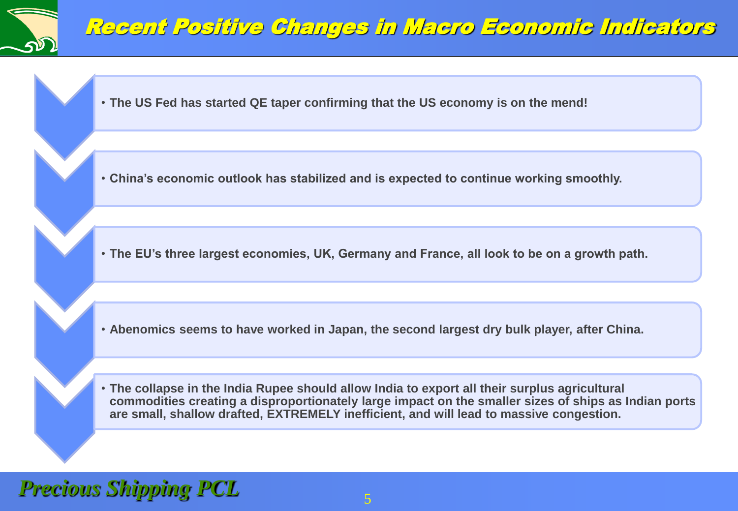# Recent Positive Changes in Macro Economic Indicators

- **The US Fed has started QE taper confirming that the US economy is on the mend!**
- **China's economic outlook has stabilized and is expected to continue working smoothly.**
- **The EU's three largest economies, UK, Germany and France, all look to be on a growth path.**
- **Abenomics seems to have worked in Japan, the second largest dry bulk player, after China.**
- **The collapse in the India Rupee should allow India to export all their surplus agricultural commodities creating a disproportionately large impact on the smaller sizes of ships as Indian ports are small, shallow drafted, EXTREMELY inefficient, and will lead to massive congestion.**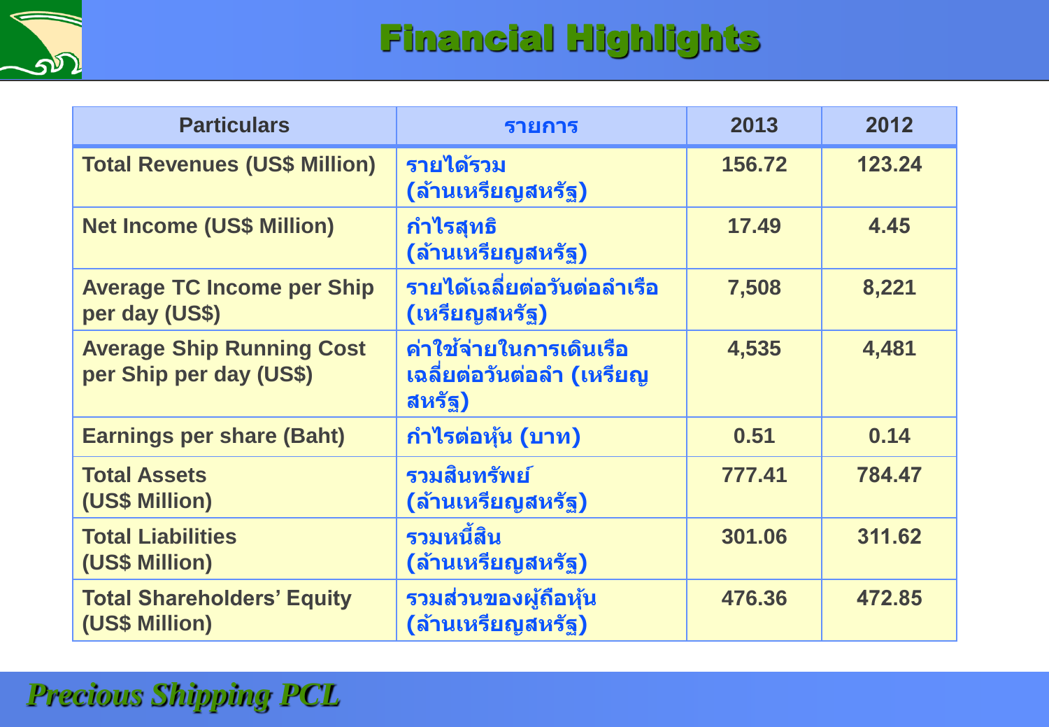# Financial Highlights

| Particulars | รายการ | 2013 | 2012 |
|---|---|---|---|
| Total Revenues (US$ Million) | รายได้รวม (ล้านเหรียญสหรัฐ) | 156.72 | 123.24 |
| Net Income (US$ Million) | กำไรสุทธิ (ล้านเหรียญสหรัฐ) | 17.49 | 4.45 |
| Average TC Income per Ship per day (US$) | รายได้เฉลี่ยต่อวันต่อลำเรือ (เหรียญสหรัฐ) | 7,508 | 8,221 |
| Average Ship Running Cost per Ship per day (US$) | ค่าใช้จ่ายในการเดินเรือเฉลี่ยต่อวันต่อลำ (เหรียญสหรัฐ) | 4,535 | 4,481 |
| Earnings per share (Baht) | กำไรต่อหุ้น (บาท) | 0.51 | 0.14 |
| Total Assets (US$ Million) | รวมสินทรัพย์ (ล้านเหรียญสหรัฐ) | 777.41 | 784.47 |
| Total Liabilities (US$ Million) | รวมหนี้สิน (ล้านเหรียญสหรัฐ) | 301.06 | 311.62 |
| Total Shareholders' Equity (US$ Million) | รวมส่วนของผู้ถือหุ้น (ล้านเหรียญสหรัฐ) | 476.36 | 472.85 |

*Precious Shipping PCL*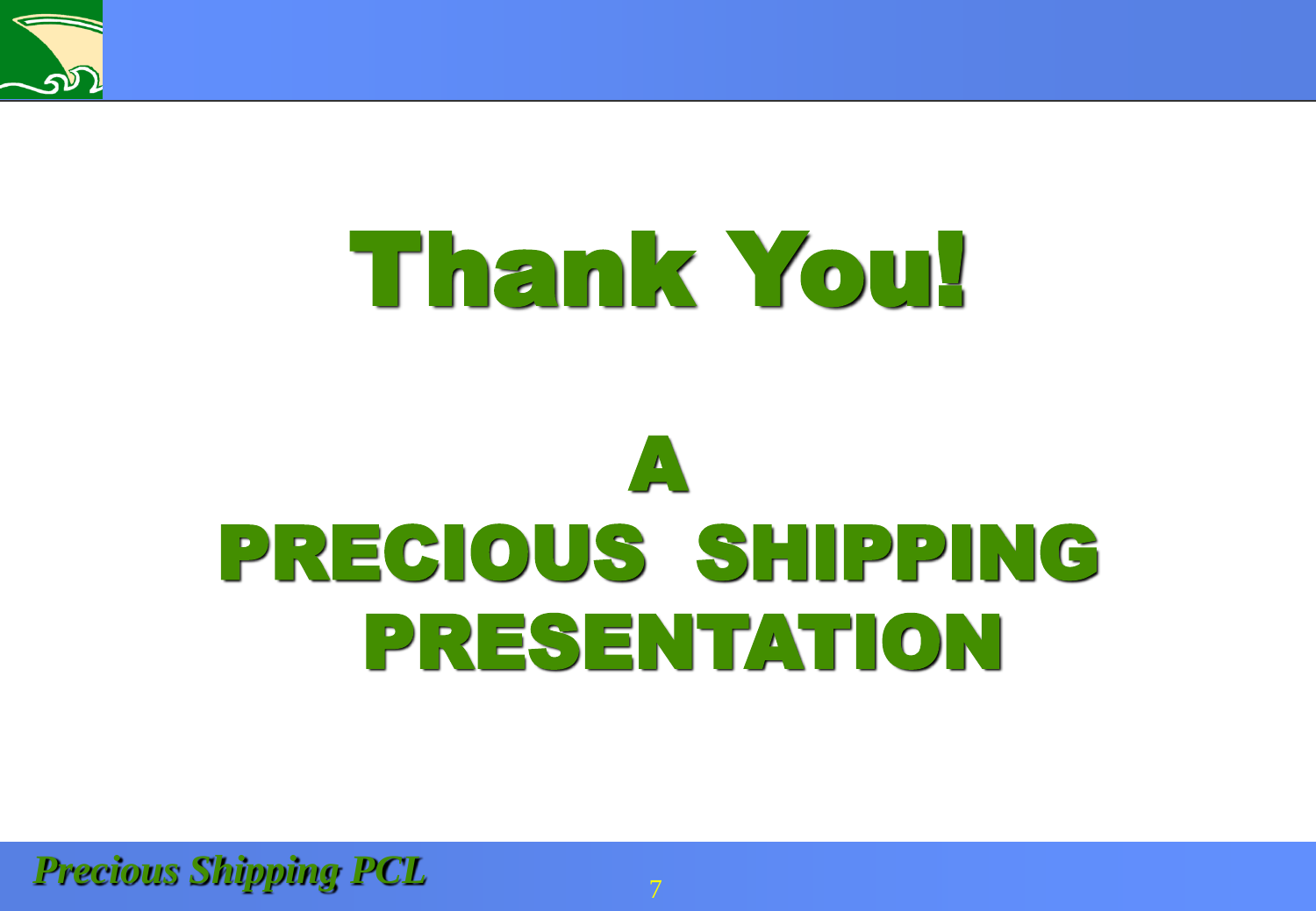# Thank You!

# A PRECIOUS SHIPPING PRESENTATION